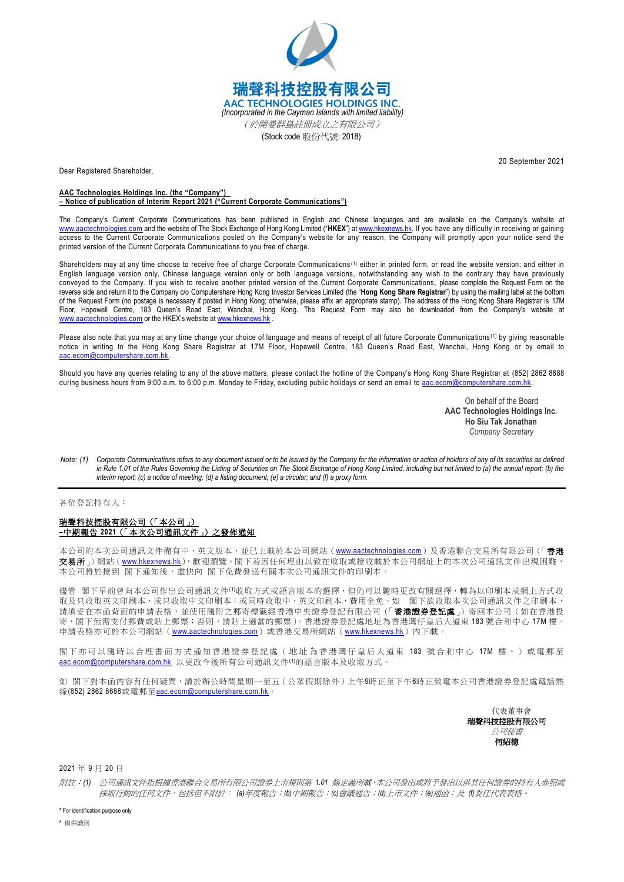# 瑞聲科技控股有限公司
# AAC TECHNOLOGIES HOLDINGS INC.

*(Incorporated in the Cayman Islands with limited liability)*

*（於開曼群島註冊成立之有限公司）*

(Stock code 股份代號: 2018)

20 September 2021

Dear Registered Shareholder,

**AAC Technologies Holdings Inc. (the "Company")**
**– Notice of publication of Interim Report 2021 ("Current Corporate Communications")**

The Company's Current Corporate Communications has been published in English and Chinese languages and are available on the Company's website at www.aactechnologies.com and the website of The Stock Exchange of Hong Kong Limited ("**HKEX**") at www.hkexnews.hk. If you have any difficulty in receiving or gaining access to the Current Corporate Communications posted on the Company's website for any reason, the Company will promptly upon your notice send the printed version of the Current Corporate Communications to you free of charge.

Shareholders may at any time choose to receive free of charge Corporate Communications[(1)] either in printed form, or read the website version; and either in English language version only, Chinese language version only or both language versions, notwithstanding any wish to the contrary they have previously conveyed to the Company. If you wish to receive another printed version of the Current Corporate Communications, please complete the Request Form on the reverse side and return it to the Company c/o Computershare Hong Kong Investor Services Limited (the "**Hong Kong Share Registrar**") by using the mailing label at the bottom of the Request Form (no postage is necessary if posted in Hong Kong; otherwise, please affix an appropriate stamp). The address of the Hong Kong Share Registrar is 17M Floor, Hopewell Centre, 183 Queen's Road East, Wanchai, Hong Kong. The Request Form may also be downloaded from the Company's website at www.aactechnologies.com or the HKEX's website at www.hkexnews.hk .

Please also note that you may at any time change your choice of language and means of receipt of all future Corporate Communications[(1)] by giving reasonable notice in writing to the Hong Kong Share Registrar at 17M Floor, Hopewell Centre, 183 Queen's Road East, Wanchai, Hong Kong or by email to aac.ecom@computershare.com.hk.

Should you have any queries relating to any of the above matters, please contact the hotline of the Company's Hong Kong Share Registrar at (852) 2862 8688 during business hours from 9:00 a.m. to 6:00 p.m. Monday to Friday, excluding public holidays or send an email to aac.ecom@computershare.com.hk.

On behalf of the Board
**AAC Technologies Holdings Inc.**
**Ho Siu Tak Jonathan**
*Company Secretary*

*Note: (1) Corporate Communications refers to any document issued or to be issued by the Company for the information or action of holders of any of its securities as defined in Rule 1.01 of the Rules Governing the Listing of Securities on The Stock Exchange of Hong Kong Limited, including but not limited to (a) the annual report; (b) the interim report; (c) a notice of meeting; (d) a listing document; (e) a circular; and (f) a proxy form.*

---

各位登記持有人：

**瑞聲科技控股有限公司（「本公司」）**
**–中期報告 2021（「本次公司通訊文件」）之發佈通知**

本公司的本次公司通訊文件備有中、英文版本，並已上載於本公司網站（www.aactechnologies.com）及香港聯合交易所有限公司（「**香港交易所**」）網站（www.hkexnews.hk），歡迎瀏覽。閣下若因任何理由以致在收取或接收載於本公司網址上的本次公司通訊文件出現困難，本公司將於接到 閣下通知後，盡快向 閣下免費發送有關本次公司通訊文件的印刷本。

儘管 閣下早前曾向本公司作出公司通訊文件[(1)]收取方式或語言版本的選擇，但仍可以隨時更改有關選擇，轉為以印刷本或網上方式收取及只收取英文印刷本、或只收取中文印刷本；或同時收取中、英文印刷本，費用全免。如 閣下欲收取本次公司通訊文件之印刷本，請填妥在本函背面的申請表格，並使用隨附之郵寄標籤經香港中央證券登記有限公司（「**香港證券登記處**」）寄回本公司（如在香港投寄，閣下無需支付郵費或貼上郵票；否則，請貼上適當的郵票）。香港證券登記處地址為香港灣仔皇后大道東 183 號合和中心 17M 樓。申請表格亦可於本公司網站（www.aactechnologies.com）或香港交易所網站（www.hkexnews.hk）內下載。

閣下亦可以隨時以合理書面方式通知香港證券登記處（地址為香港灣仔皇后大道東 183 號合和中心 17M 樓。）或電郵至 aac.ecom@computershare.com.hk 以更改今後所有公司通訊文件[(1)]的語言版本及收取方式。

如 閣下對本函內容有任何疑問，請於辦公時間星期一至五（公眾假期除外）上午9時正至下午6時正致電本公司香港證券登記處電話熱線(852) 2862 8688或電郵至aac.ecom@computershare.com.hk。

代表董事會
**瑞聲科技控股有限公司**
*公司秘書*
**何紹德**

2021 年 9 月 20 日

*附註：(1) 公司通訊文件指根據香港聯合交易所有限公司證券上市規則第 1.01 條定義所載，本公司發出或將予發出以供其任何證券的持有人參照或採取行動的任何文件，包括但不限於： (a)年度報告；(b)中期報告；(c)會議通告；(d)上市文件；(e)通函；及 (f)委任代表表格。*

\* For identification purpose only

\* 僅供識別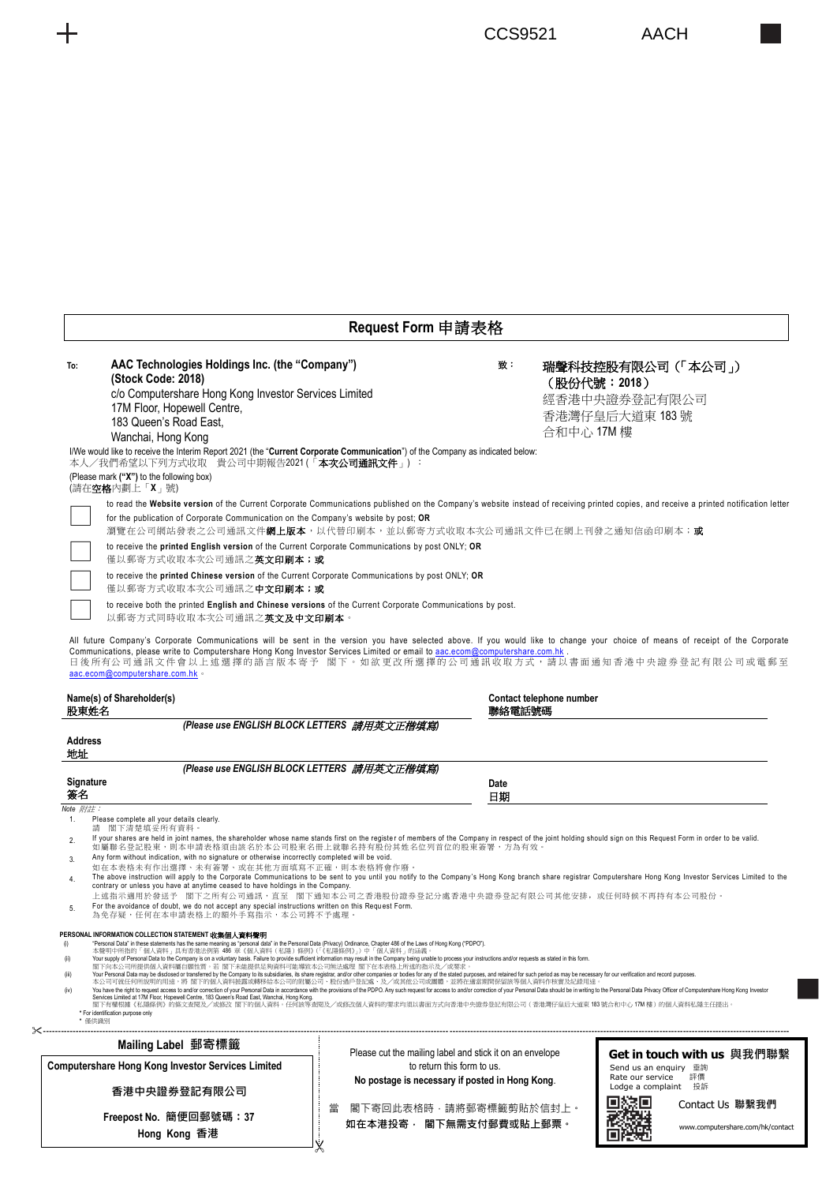CCS9521 AACH

# Request Form 申請表格

**To:** **AAC Technologies Holdings Inc. (the "Company")**
**(Stock Code: 2018)**
c/o Computershare Hong Kong Investor Services Limited
17M Floor, Hopewell Centre,
183 Queen's Road East,
Wanchai, Hong Kong

**致：** **瑞聲科技控股有限公司（「本公司」）**
**（股份代號：2018）**
經香港中央證券登記有限公司
香港灣仔皇后大道東183號
合和中心17M樓

I/We would like to receive the Interim Report 2021 (the "**Current Corporate Communication**") of the Company as indicated below:
本人／我們希望以下列方式收取 貴公司中期報告2021（「**本次公司通訊文件**」）：

(Please mark **("X")** to the following box)
(請在**空格**內劃上「**X**」號)

☐ to read the **Website version** of the Current Corporate Communications published on the Company's website instead of receiving printed copies, and receive a printed notification letter for the publication of Corporate Communication on the Company's website by post; **OR**
瀏覽在公司網站發表之公司通訊文件**網上版本**，以代替印刷本，並以郵寄方式收取本次公司通訊文件已在網上刊發之通知信函印刷本；**或**

☐ to receive the **printed English version** of the Current Corporate Communications by post ONLY; **OR**
僅以郵寄方式收取本次公司通訊之**英文印刷本；或**

☐ to receive the **printed Chinese version** of the Current Corporate Communications by post ONLY; **OR**
僅以郵寄方式收取本次公司通訊之**中文印刷本；或**

☐ to receive both the printed **English and Chinese versions** of the Current Corporate Communications by post.
以郵寄方式同時收取本次公司通訊之**英文及中文印刷本**。

All future Company's Corporate Communications will be sent in the version you have selected above. If you would like to change your choice of means of receipt of the Corporate Communications, please write to Computershare Hong Kong Investor Services Limited or email to aac.ecom@computershare.com.hk .
日後所有公司通訊文件會以上述選擇的語言版本寄予 閣下。如欲更改所選擇的公司通訊收取方式，請以書面通知香港中央證券登記有限公司或電郵至aac.ecom@computershare.com.hk。

**Name(s) of Shareholder(s)**
**股東姓名**
*(Please use ENGLISH BLOCK LETTERS 請用英文正楷填寫)*

**Contact telephone number**
**聯絡電話號碼**

**Address**
**地址**
*(Please use ENGLISH BLOCK LETTERS 請用英文正楷填寫)*

**Signature**
**簽名**

**Date**
**日期**

*Note 附註：*

1. Please complete all your details clearly.
   請 閣下清楚填妥所有資料。
2. If your shares are held in joint names, the shareholder whose name stands first on the register of members of the Company in respect of the joint holding should sign on this Request Form in order to be valid.
   如屬聯名登記股東，則本申請表格須由該名於本公司股東名冊上就聯名持有股份其姓名位列首位的股東簽署，方為有效。
3. Any form without indication, with no signature or otherwise incorrectly completed will be void.
   如在本表格未有作出選擇、未有簽署、或在其他方面填寫不正確，則本表格將會作廢。
4. The above instruction will apply to the Corporate Communications to be sent to you until you notify to the Company's Hong Kong branch share registrar Computershare Hong Kong Investor Services Limited to the contrary or unless you have at anytime ceased to have holdings in the Company.
   上述指示適用於發送予 閣下之所有公司通訊，直至 閣下通知本公司之香港股份證券登記分處香港中央證券登記有限公司其他安排，或任何時候不再持有本公司股份。
5. For the avoidance of doubt, we do not accept any special instructions written on this Request Form.
   為免存疑，任何在本申請表格上的額外手寫指示，本公司將不予處理。

**PERSONAL INFORMATION COLLECTION STATEMENT 收集個人資料聲明**

(i) "Personal Data" in these statements has the same meaning as "personal data" in the Personal Data (Privacy) Ordinance, Chapter 486 of the Laws of Hong Kong ("PDPO").
本聲明中所指的「個人資料」具有香港法例第486章《個人資料（私隱）條例》（「《私隱條例》」）中「個人資料」的涵義。
(ii) Your supply of Personal Data to the Company is on a voluntary basis. Failure to provide sufficient information may result in the Company being unable to process your instructions and/or requests as stated in this form.
閣下向本公司所提供個人資料屬自願性質。若 閣下未能提供足夠資料可能導致本公司無法處理 閣下在本表格上所述的指示及／或要求。
(iii) Your Personal Data may be disclosed or transferred by the Company to its subsidiaries, its share registrar, and/or other companies or bodies for any of the stated purposes, and retained for such period as may be necessary for our verification and record purposes.
本公司可就任何所說明的用途，將 閣下的個人資料披露或轉移給本公司的附屬公司、股份過戶登記處、及／或其他公司或團體，並將在適當期間保留該等個人資料作核實及紀錄用途。
(iv) You have the right to request access to and/or correction of your Personal Data in accordance with the provisions of the PDPO. Any such request for access to and/or correction of your Personal Data should be in writing to the Personal Data Privacy Officer of Computershare Hong Kong Investor Services Limited at 17M Floor, Hopewell Centre, 183 Queen's Road East, Wanchai, Hong Kong.
閣下有權根據《私隱條例》的條文查閱及／或修改 閣下的個人資料。任何該等查閱及／或修改個人資料的要求均須以書面方式向香港中央證券登記有限公司（香港灣仔皇后大道東183號合和中心17M樓）的個人資料私隱主任提出。

\* For identification purpose only
\* 僅供識別

**Mailing Label 郵寄標籤**

**Computershare Hong Kong Investor Services Limited**

**香港中央證券登記有限公司**

**Freepost No. 簡便回郵號碼：37**
**Hong Kong 香港**

Please cut the mailing label and stick it on an envelope to return this form to us.
**No postage is necessary if posted in Hong Kong.**

當 閣下寄回此表格時，請將郵寄標籤剪貼於信封上。
**如在本港投寄， 閣下無需支付郵費或貼上郵票。**

**Get in touch with us 與我們聯繫**
Send us an enquiry 查詢
Rate our service 評價
Lodge a complaint 投訴

Contact Us 聯繫我們
www.computershare.com/hk/contact